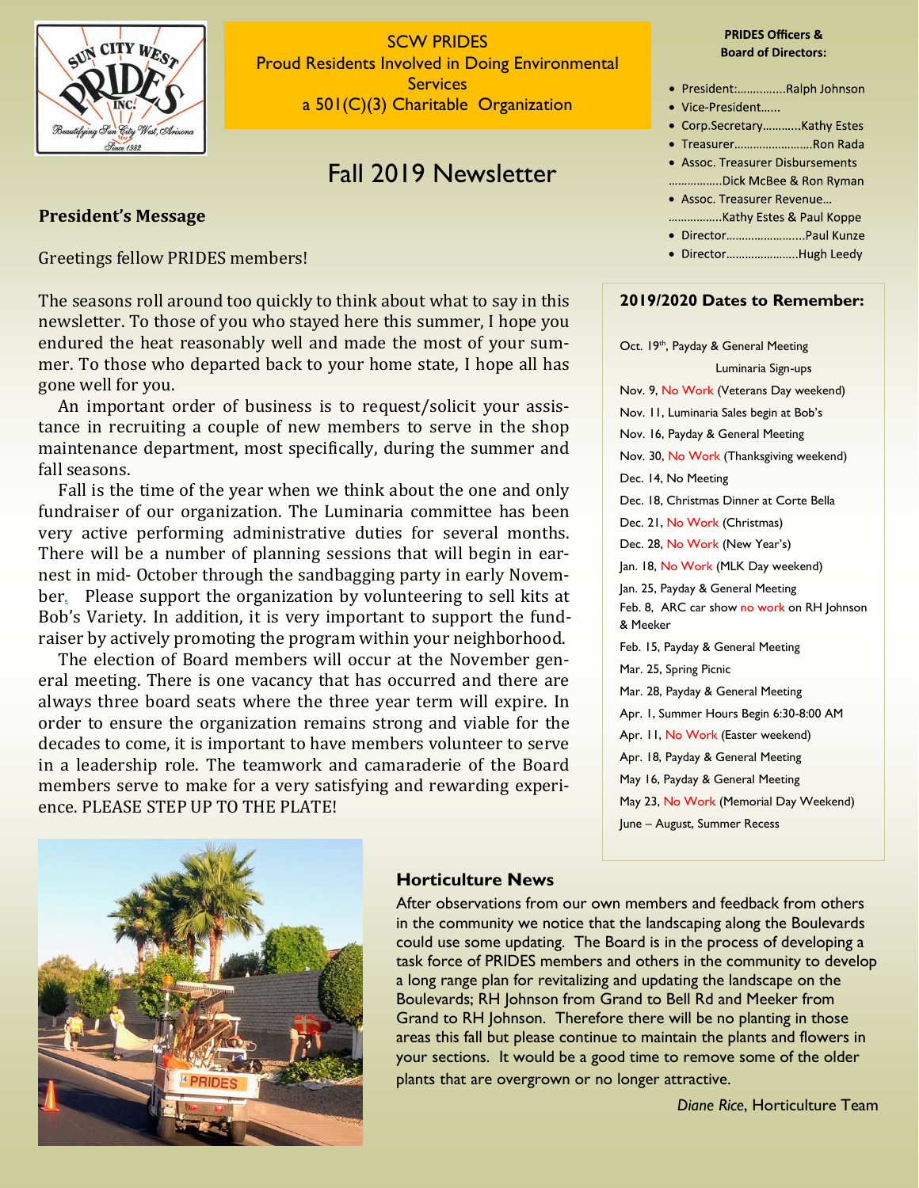SCW PRIDES

Proud Residents Involved in Doing Environmental Services

a 501(C)(3) Charitable Organization

# Fall 2019 Newsletter

**PRIDES Officers & Board of Directors:**

- President:...............Ralph Johnson
- Vice-President......
- Corp.Secretary............Kathy Estes
- Treasurer.........................Ron Rada
- Assoc. Treasurer Disbursements .................Dick McBee & Ron Ryman
- Assoc. Treasurer Revenue... .................Kathy Estes & Paul Koppe
- Director.........................Paul Kunze
- Director.......................Hugh Leedy

## President's Message

Greetings fellow PRIDES members!

The seasons roll around too quickly to think about what to say in this newsletter. To those of you who stayed here this summer, I hope you endured the heat reasonably well and made the most of your summer. To those who departed back to your home state, I hope all has gone well for you.

An important order of business is to request/solicit your assistance in recruiting a couple of new members to serve in the shop maintenance department, most specifically, during the summer and fall seasons.

Fall is the time of the year when we think about the one and only fundraiser of our organization. The Luminaria committee has been very active performing administrative duties for several months. There will be a number of planning sessions that will begin in earnest in mid- October through the sandbagging party in early November. Please support the organization by volunteering to sell kits at Bob's Variety. In addition, it is very important to support the fundraiser by actively promoting the program within your neighborhood.

The election of Board members will occur at the November general meeting. There is one vacancy that has occurred and there are always three board seats where the three year term will expire. In order to ensure the organization remains strong and viable for the decades to come, it is important to have members volunteer to serve in a leadership role. The teamwork and camaraderie of the Board members serve to make for a very satisfying and rewarding experience. PLEASE STEP UP TO THE PLATE!

**2019/2020 Dates to Remember:**

Oct. 19th, Payday & General Meeting Luminaria Sign-ups

Nov. 9, No Work (Veterans Day weekend)

Nov. 11, Luminaria Sales begin at Bob's

Nov. 16, Payday & General Meeting

Nov. 30, No Work (Thanksgiving weekend)

Dec. 14, No Meeting

Dec. 18, Christmas Dinner at Corte Bella

Dec. 21, No Work (Christmas)

Dec. 28, No Work (New Year's)

Jan. 18, No Work (MLK Day weekend)

Jan. 25, Payday & General Meeting

Feb. 8, ARC car show no work on RH Johnson & Meeker

Feb. 15, Payday & General Meeting

Mar. 25, Spring Picnic

Mar. 28, Payday & General Meeting

Apr. 1, Summer Hours Begin 6:30-8:00 AM

Apr. 11, No Work (Easter weekend)

Apr. 18, Payday & General Meeting

May 16, Payday & General Meeting

May 23, No Work (Memorial Day Weekend)

June – August, Summer Recess

### Horticulture News

After observations from our own members and feedback from others in the community we notice that the landscaping along the Boulevards could use some updating. The Board is in the process of developing a task force of PRIDES members and others in the community to develop a long range plan for revitalizing and updating the landscape on the Boulevards; RH Johnson from Grand to Bell Rd and Meeker from Grand to RH Johnson. Therefore there will be no planting in those areas this fall but please continue to maintain the plants and flowers in your sections. It would be a good time to remove some of the older plants that are overgrown or no longer attractive.

*Diane Rice*, Horticulture Team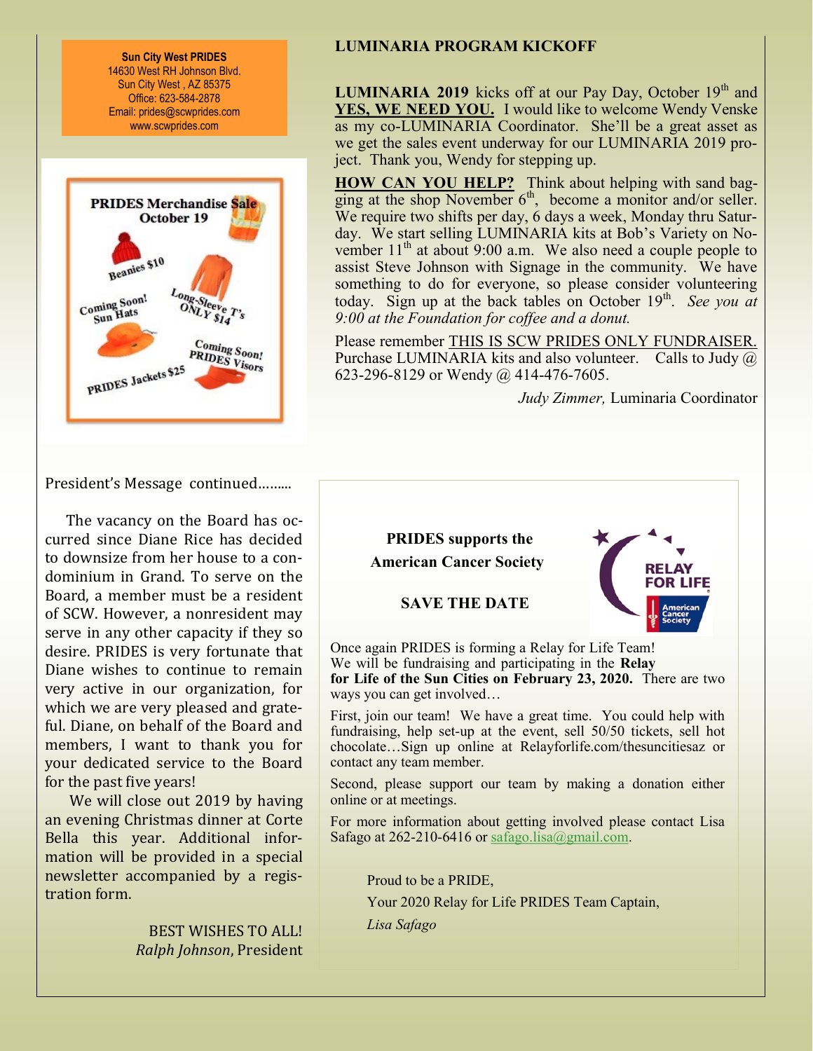**Sun City West PRIDES**
14630 West RH Johnson Blvd.
Sun City West , AZ 85375
Office: 623-584-2878
Email: prides@scwprides.com
www.scwprides.com

PRIDES Merchandise Sale
October 19

Beanies $10
Long-Sleeve T's ONLY $14
Coming Soon! Sun Hats
Coming Soon! PRIDES Visors
PRIDES Jackets $25

## LUMINARIA PROGRAM KICKOFF

**LUMINARIA 2019** kicks off at our Pay Day, October 19th and **YES, WE NEED YOU.** I would like to welcome Wendy Venske as my co-LUMINARIA Coordinator. She'll be a great asset as we get the sales event underway for our LUMINARIA 2019 project. Thank you, Wendy for stepping up.

**HOW CAN YOU HELP?** Think about helping with sand bagging at the shop November 6th, become a monitor and/or seller. We require two shifts per day, 6 days a week, Monday thru Saturday. We start selling LUMINARIA kits at Bob's Variety on November 11th at about 9:00 a.m. We also need a couple people to assist Steve Johnson with Signage in the community. We have something to do for everyone, so please consider volunteering today. Sign up at the back tables on October 19th. *See you at 9:00 at the Foundation for coffee and a donut.*

Please remember THIS IS SCW PRIDES ONLY FUNDRAISER. Purchase LUMINARIA kits and also volunteer. Calls to Judy @ 623-296-8129 or Wendy @ 414-476-7605.

*Judy Zimmer,* Luminaria Coordinator

President's Message continued……...

The vacancy on the Board has occurred since Diane Rice has decided to downsize from her house to a condominium in Grand. To serve on the Board, a member must be a resident of SCW. However, a nonresident may serve in any other capacity if they so desire. PRIDES is very fortunate that Diane wishes to continue to remain very active in our organization, for which we are very pleased and grateful. Diane, on behalf of the Board and members, I want to thank you for your dedicated service to the Board for the past five years!

We will close out 2019 by having an evening Christmas dinner at Corte Bella this year. Additional information will be provided in a special newsletter accompanied by a registration form.

BEST WISHES TO ALL!
*Ralph Johnson*, President

**PRIDES supports the American Cancer Society**

**SAVE THE DATE**

RELAY FOR LIFE
American Cancer Society

Once again PRIDES is forming a Relay for Life Team! We will be fundraising and participating in the **Relay for Life of the Sun Cities on February 23, 2020.** There are two ways you can get involved…

First, join our team! We have a great time. You could help with fundraising, help set-up at the event, sell 50/50 tickets, sell hot chocolate…Sign up online at Relayforlife.com/thesuncitiesaz or contact any team member.

Second, please support our team by making a donation either online or at meetings.

For more information about getting involved please contact Lisa Safago at 262-210-6416 or safago.lisa@gmail.com.

Proud to be a PRIDE,
Your 2020 Relay for Life PRIDES Team Captain,
*Lisa Safago*